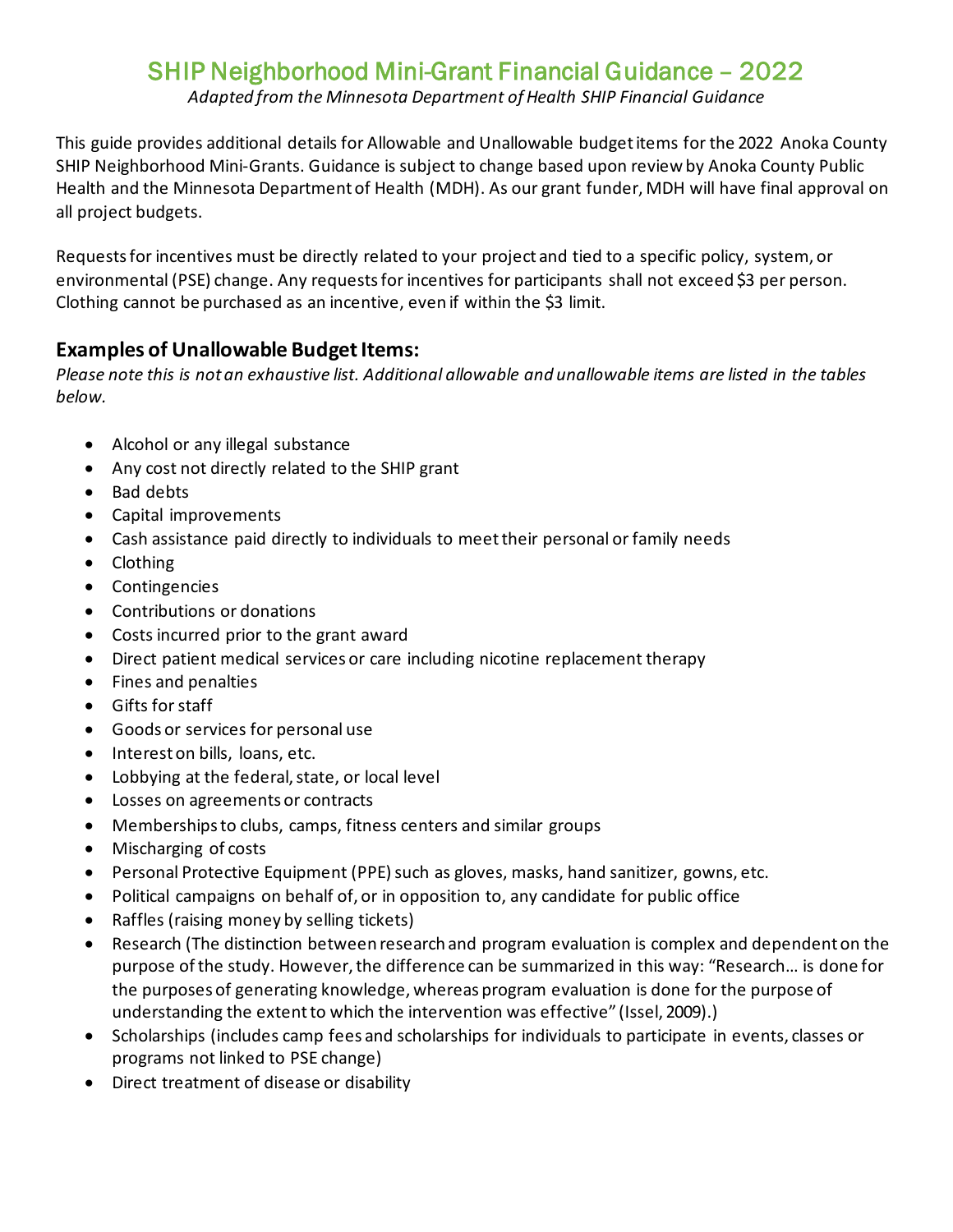# SHIP Neighborhood Mini-Grant Financial Guidance – 2022

*Adapted from the Minnesota Department of Health SHIP Financial Guidance*

This guide provides additional details for Allowable and Unallowable budget items for the 2022 Anoka County SHIP Neighborhood Mini-Grants. Guidance is subject to change based upon review by Anoka County Public Health and the Minnesota Department of Health (MDH). As our grant funder, MDH will have final approval on all project budgets.

Requests for incentives must be directly related to your project and tied to a specific policy, system, or environmental (PSE) change. Any requests for incentives for participants shall not exceed $3 per person. Clothing cannot be purchased as an incentive, even if within the $3 limit.

## Examples of Unallowable Budget Items:

*Please note this is not an exhaustive list. Additional allowable and unallowable items are listed in the tables below.*

- Alcohol or any illegal substance
- Any cost not directly related to the SHIP grant
- Bad debts
- Capital improvements
- Cash assistance paid directly to individuals to meet their personal or family needs
- Clothing
- Contingencies
- Contributions or donations
- Costs incurred prior to the grant award
- Direct patient medical services or care including nicotine replacement therapy
- Fines and penalties
- Gifts for staff
- Goods or services for personal use
- Interest on bills, loans, etc.
- Lobbying at the federal, state, or local level
- Losses on agreements or contracts
- Memberships to clubs, camps, fitness centers and similar groups
- Mischarging of costs
- Personal Protective Equipment (PPE) such as gloves, masks, hand sanitizer, gowns, etc.
- Political campaigns on behalf of, or in opposition to, any candidate for public office
- Raffles (raising money by selling tickets)
- Research (The distinction between research and program evaluation is complex and dependent on the purpose of the study. However, the difference can be summarized in this way: "Research… is done for the purposes of generating knowledge, whereas program evaluation is done for the purpose of understanding the extent to which the intervention was effective" (Issel, 2009).)
- Scholarships (includes camp fees and scholarships for individuals to participate in events, classes or programs not linked to PSE change)
- Direct treatment of disease or disability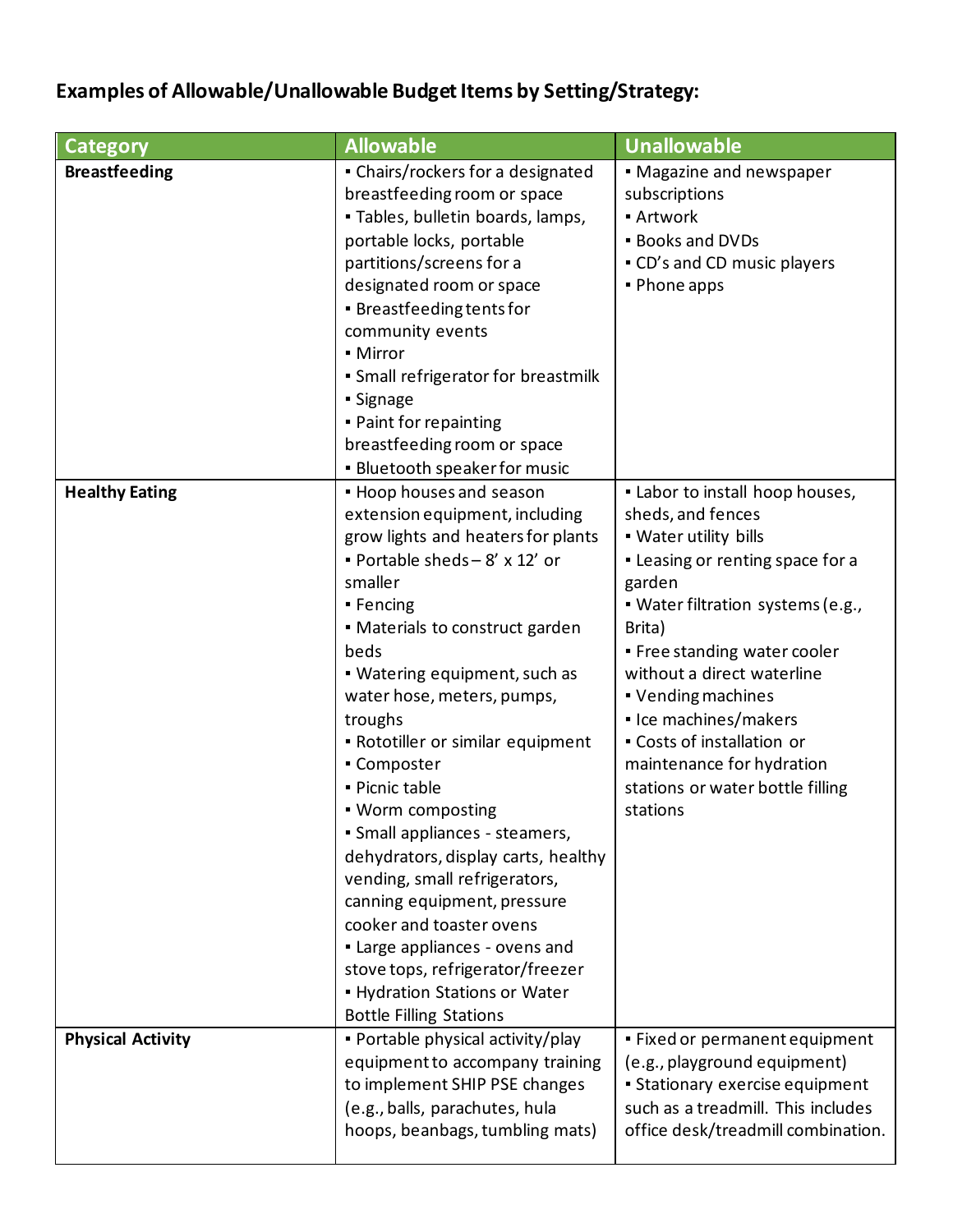**Examples of Allowable/Unallowable Budget Items by Setting/Strategy:**

| Category | Allowable | Unallowable |
|---|---|---|
| **Breastfeeding** | ▪ Chairs/rockers for a designated breastfeeding room or space<br>▪ Tables, bulletin boards, lamps, portable locks, portable partitions/screens for a designated room or space<br>▪ Breastfeeding tents for community events<br>▪ Mirror<br>▪ Small refrigerator for breastmilk<br>▪ Signage<br>▪ Paint for repainting breastfeeding room or space<br>▪ Bluetooth speaker for music | ▪ Magazine and newspaper subscriptions<br>▪ Artwork<br>▪ Books and DVDs<br>▪ CD's and CD music players<br>▪ Phone apps |
| **Healthy Eating** | ▪ Hoop houses and season extension equipment, including grow lights and heaters for plants<br>▪ Portable sheds – 8' x 12' or smaller<br>▪ Fencing<br>▪ Materials to construct garden beds<br>▪ Watering equipment, such as water hose, meters, pumps, troughs<br>▪ Rototiller or similar equipment<br>▪ Composter<br>▪ Picnic table<br>▪ Worm composting<br>▪ Small appliances - steamers, dehydrators, display carts, healthy vending, small refrigerators, canning equipment, pressure cooker and toaster ovens<br>▪ Large appliances - ovens and stove tops, refrigerator/freezer<br>▪ Hydration Stations or Water Bottle Filling Stations | ▪ Labor to install hoop houses, sheds, and fences<br>▪ Water utility bills<br>▪ Leasing or renting space for a garden<br>▪ Water filtration systems (e.g., Brita)<br>▪ Free standing water cooler without a direct waterline<br>▪ Vending machines<br>▪ Ice machines/makers<br>▪ Costs of installation or maintenance for hydration stations or water bottle filling stations |
| **Physical Activity** | ▪ Portable physical activity/play equipment to accompany training to implement SHIP PSE changes (e.g., balls, parachutes, hula hoops, beanbags, tumbling mats) | ▪ Fixed or permanent equipment (e.g., playground equipment)<br>▪ Stationary exercise equipment such as a treadmill. This includes office desk/treadmill combination. |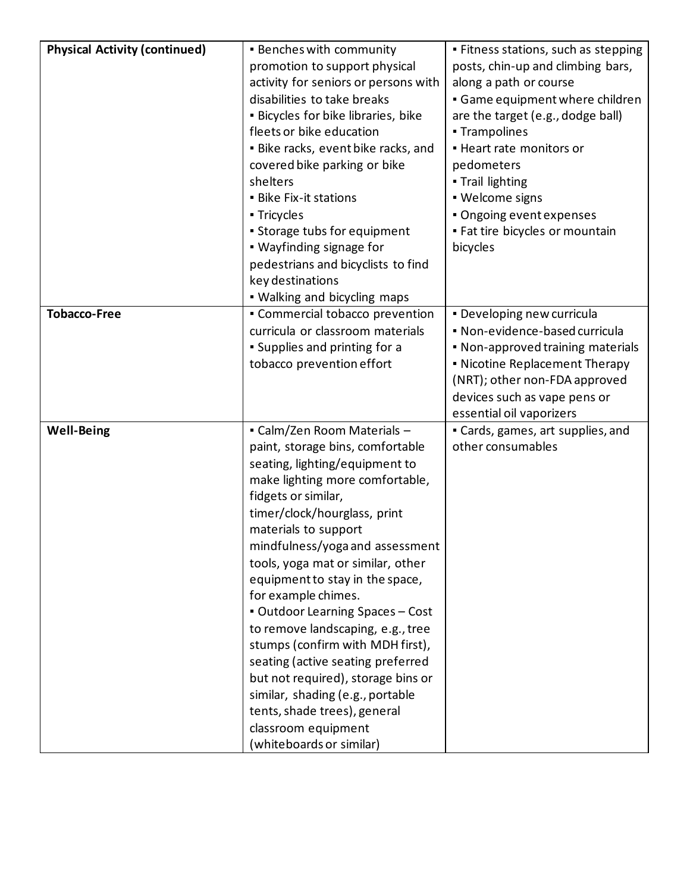| **Physical Activity (continued)** | ▪ Benches with community promotion to support physical activity for seniors or persons with disabilities to take breaks<br>▪ Bicycles for bike libraries, bike fleets or bike education<br>▪ Bike racks, event bike racks, and covered bike parking or bike shelters<br>▪ Bike Fix-it stations<br>▪ Tricycles<br>▪ Storage tubs for equipment<br>▪ Wayfinding signage for pedestrians and bicyclists to find key destinations<br>▪ Walking and bicycling maps | ▪ Fitness stations, such as stepping posts, chin-up and climbing bars, along a path or course<br>▪ Game equipment where children are the target (e.g., dodge ball)<br>▪ Trampolines<br>▪ Heart rate monitors or pedometers<br>▪ Trail lighting<br>▪ Welcome signs<br>▪ Ongoing event expenses<br>▪ Fat tire bicycles or mountain bicycles |
|---|---|---|
| **Tobacco-Free** | ▪ Commercial tobacco prevention curricula or classroom materials<br>▪ Supplies and printing for a tobacco prevention effort | ▪ Developing new curricula<br>▪ Non-evidence-based curricula<br>▪ Non-approved training materials<br>▪ Nicotine Replacement Therapy (NRT); other non-FDA approved devices such as vape pens or essential oil vaporizers |
| **Well-Being** | ▪ Calm/Zen Room Materials – paint, storage bins, comfortable seating, lighting/equipment to make lighting more comfortable, fidgets or similar, timer/clock/hourglass, print materials to support mindfulness/yoga and assessment tools, yoga mat or similar, other equipment to stay in the space, for example chimes.<br>▪ Outdoor Learning Spaces – Cost to remove landscaping, e.g., tree stumps (confirm with MDH first), seating (active seating preferred but not required), storage bins or similar, shading (e.g., portable tents, shade trees), general classroom equipment (whiteboards or similar) | ▪ Cards, games, art supplies, and other consumables |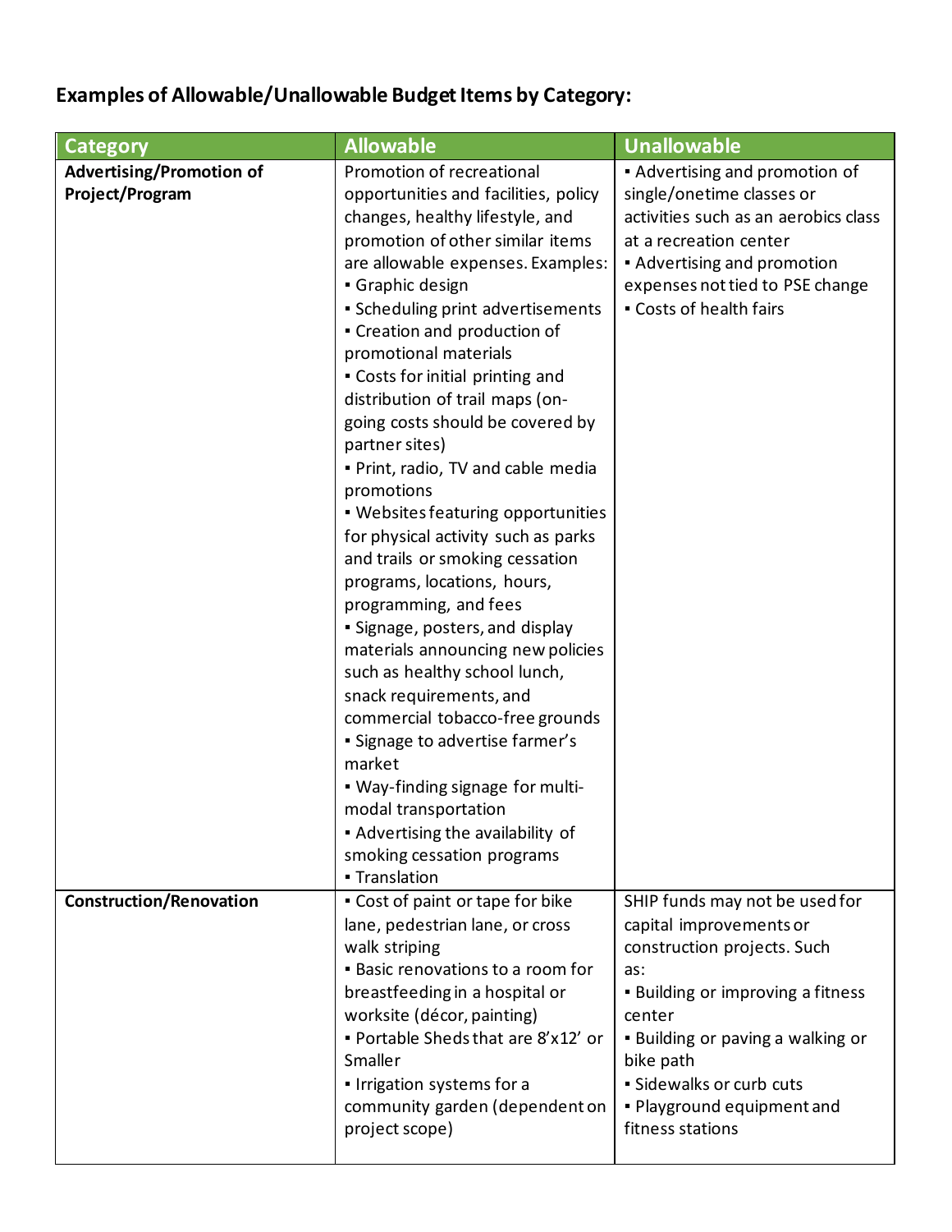**Examples of Allowable/Unallowable Budget Items by Category:**

| Category | Allowable | Unallowable |
|---|---|---|
| **Advertising/Promotion of Project/Program** | Promotion of recreational opportunities and facilities, policy changes, healthy lifestyle, and promotion of other similar items are allowable expenses. Examples:<br>▪ Graphic design<br>▪ Scheduling print advertisements<br>▪ Creation and production of promotional materials<br>▪ Costs for initial printing and distribution of trail maps (on-going costs should be covered by partner sites)<br>▪ Print, radio, TV and cable media promotions<br>▪ Websites featuring opportunities for physical activity such as parks and trails or smoking cessation programs, locations, hours, programming, and fees<br>▪ Signage, posters, and display materials announcing new policies such as healthy school lunch, snack requirements, and commercial tobacco-free grounds<br>▪ Signage to advertise farmer's market<br>▪ Way-finding signage for multi-modal transportation<br>▪ Advertising the availability of smoking cessation programs<br>▪ Translation | ▪ Advertising and promotion of single/onetime classes or activities such as an aerobics class at a recreation center<br>▪ Advertising and promotion expenses not tied to PSE change<br>▪ Costs of health fairs |
| **Construction/Renovation** | ▪ Cost of paint or tape for bike lane, pedestrian lane, or cross walk striping<br>▪ Basic renovations to a room for breastfeeding in a hospital or worksite (décor, painting)<br>▪ Portable Sheds that are 8'x12' or Smaller<br>▪ Irrigation systems for a community garden (dependent on project scope) | SHIP funds may not be used for capital improvements or construction projects. Such as:<br>▪ Building or improving a fitness center<br>▪ Building or paving a walking or bike path<br>▪ Sidewalks or curb cuts<br>▪ Playground equipment and fitness stations |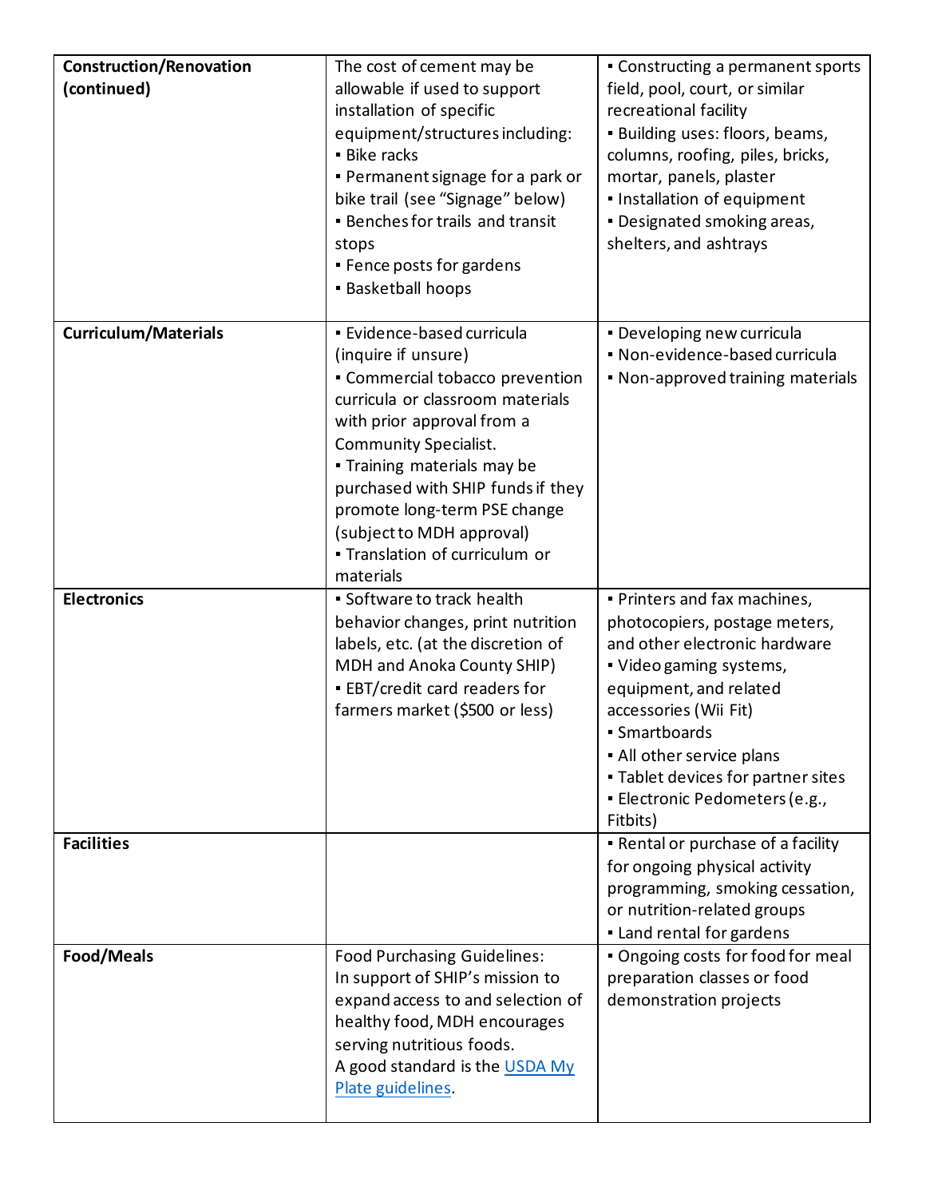| | | |
|---|---|---|
| **Construction/Renovation (continued)** | The cost of cement may be allowable if used to support installation of specific equipment/structures including:<br>▪ Bike racks<br>▪ Permanent signage for a park or bike trail (see "Signage" below)<br>▪ Benches for trails and transit stops<br>▪ Fence posts for gardens<br>▪ Basketball hoops | ▪ Constructing a permanent sports field, pool, court, or similar recreational facility<br>▪ Building uses: floors, beams, columns, roofing, piles, bricks, mortar, panels, plaster<br>▪ Installation of equipment<br>▪ Designated smoking areas, shelters, and ashtrays |
| **Curriculum/Materials** | ▪ Evidence-based curricula (inquire if unsure)<br>▪ Commercial tobacco prevention curricula or classroom materials with prior approval from a Community Specialist.<br>▪ Training materials may be purchased with SHIP funds if they promote long-term PSE change (subject to MDH approval)<br>▪ Translation of curriculum or materials | ▪ Developing new curricula<br>▪ Non-evidence-based curricula<br>▪ Non-approved training materials |
| **Electronics** | ▪ Software to track health behavior changes, print nutrition labels, etc. (at the discretion of MDH and Anoka County SHIP)<br>▪ EBT/credit card readers for farmers market ($500 or less) | ▪ Printers and fax machines, photocopiers, postage meters, and other electronic hardware<br>▪ Video gaming systems, equipment, and related accessories (Wii Fit)<br>▪ Smartboards<br>▪ All other service plans<br>▪ Tablet devices for partner sites<br>▪ Electronic Pedometers (e.g., Fitbits) |
| **Facilities** | | ▪ Rental or purchase of a facility for ongoing physical activity programming, smoking cessation, or nutrition-related groups<br>▪ Land rental for gardens |
| **Food/Meals** | Food Purchasing Guidelines: In support of SHIP's mission to expand access to and selection of healthy food, MDH encourages serving nutritious foods.<br>A good standard is the USDA My Plate guidelines. | ▪ Ongoing costs for food for meal preparation classes or food demonstration projects |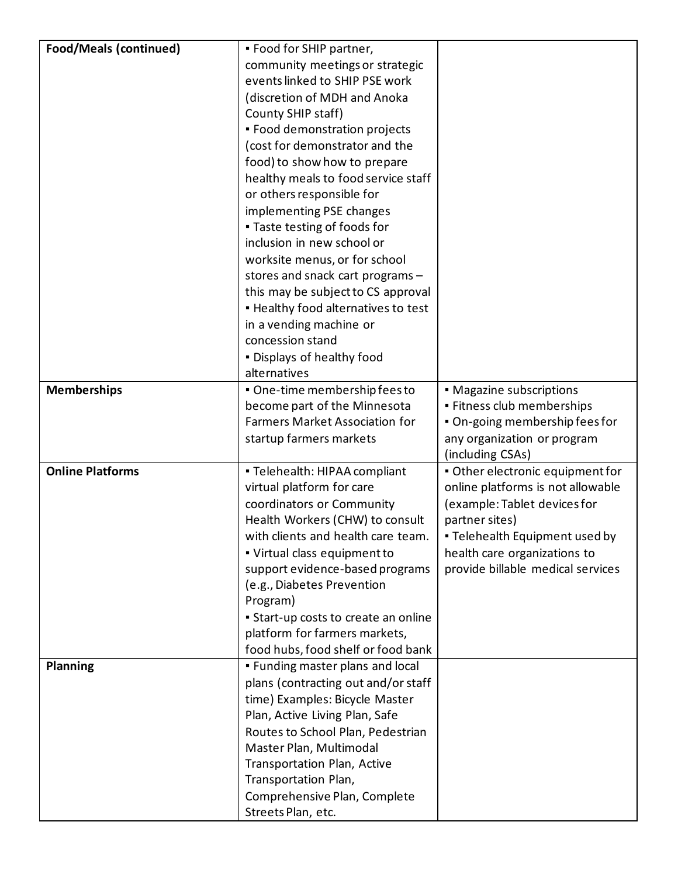| | | |
|---|---|---|
| **Food/Meals (continued)** | ▪ Food for SHIP partner, community meetings or strategic events linked to SHIP PSE work (discretion of MDH and Anoka County SHIP staff)<br>▪ Food demonstration projects (cost for demonstrator and the food) to show how to prepare healthy meals to food service staff or others responsible for implementing PSE changes<br>▪ Taste testing of foods for inclusion in new school or worksite menus, or for school stores and snack cart programs – this may be subject to CS approval<br>▪ Healthy food alternatives to test in a vending machine or concession stand<br>▪ Displays of healthy food alternatives | |
| **Memberships** | ▪ One-time membership fees to become part of the Minnesota Farmers Market Association for startup farmers markets | ▪ Magazine subscriptions<br>▪ Fitness club memberships<br>▪ On-going membership fees for any organization or program (including CSAs) |
| **Online Platforms** | ▪ Telehealth: HIPAA compliant virtual platform for care coordinators or Community Health Workers (CHW) to consult with clients and health care team.<br>▪ Virtual class equipment to support evidence-based programs (e.g., Diabetes Prevention Program)<br>▪ Start-up costs to create an online platform for farmers markets, food hubs, food shelf or food bank | ▪ Other electronic equipment for online platforms is not allowable (example: Tablet devices for partner sites)<br>▪ Telehealth Equipment used by health care organizations to provide billable medical services |
| **Planning** | ▪ Funding master plans and local plans (contracting out and/or staff time) Examples: Bicycle Master Plan, Active Living Plan, Safe Routes to School Plan, Pedestrian Master Plan, Multimodal Transportation Plan, Active Transportation Plan, Comprehensive Plan, Complete Streets Plan, etc. | |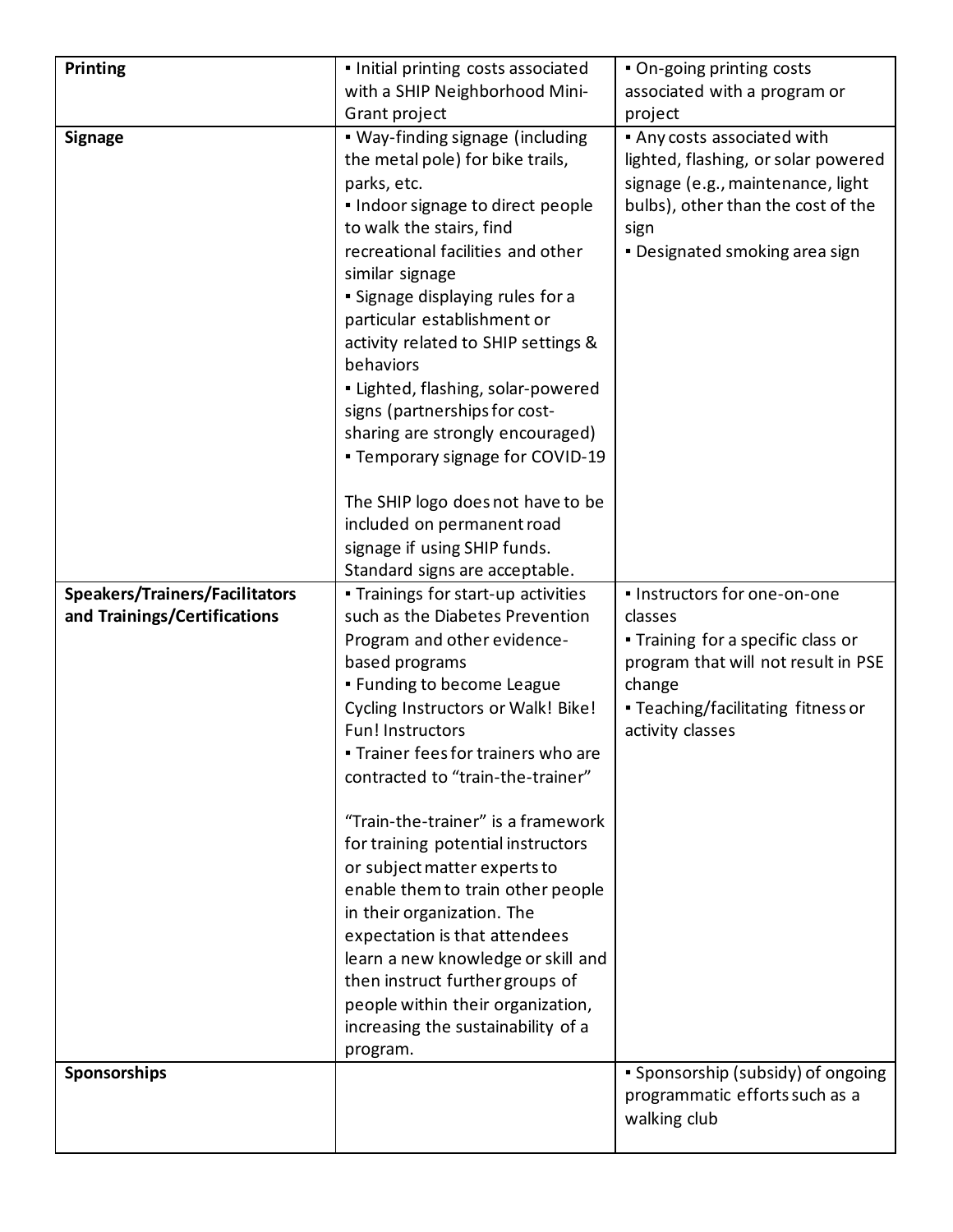| | | |
|---|---|---|
| **Printing** | ▪ Initial printing costs associated with a SHIP Neighborhood Mini-Grant project | ▪ On-going printing costs associated with a program or project |
| **Signage** | ▪ Way-finding signage (including the metal pole) for bike trails, parks, etc.<br>▪ Indoor signage to direct people to walk the stairs, find recreational facilities and other similar signage<br>▪ Signage displaying rules for a particular establishment or activity related to SHIP settings & behaviors<br>▪ Lighted, flashing, solar-powered signs (partnerships for cost-sharing are strongly encouraged)<br>▪ Temporary signage for COVID-19<br><br>The SHIP logo does not have to be included on permanent road signage if using SHIP funds. Standard signs are acceptable. | ▪ Any costs associated with lighted, flashing, or solar powered signage (e.g., maintenance, light bulbs), other than the cost of the sign<br>▪ Designated smoking area sign |
| **Speakers/Trainers/Facilitators and Trainings/Certifications** | ▪ Trainings for start-up activities such as the Diabetes Prevention Program and other evidence-based programs<br>▪ Funding to become League Cycling Instructors or Walk! Bike! Fun! Instructors<br>▪ Trainer fees for trainers who are contracted to "train-the-trainer"<br><br>"Train-the-trainer" is a framework for training potential instructors or subject matter experts to enable them to train other people in their organization. The expectation is that attendees learn a new knowledge or skill and then instruct further groups of people within their organization, increasing the sustainability of a program. | ▪ Instructors for one-on-one classes<br>▪ Training for a specific class or program that will not result in PSE change<br>▪ Teaching/facilitating fitness or activity classes |
| **Sponsorships** | | ▪ Sponsorship (subsidy) of ongoing programmatic efforts such as a walking club |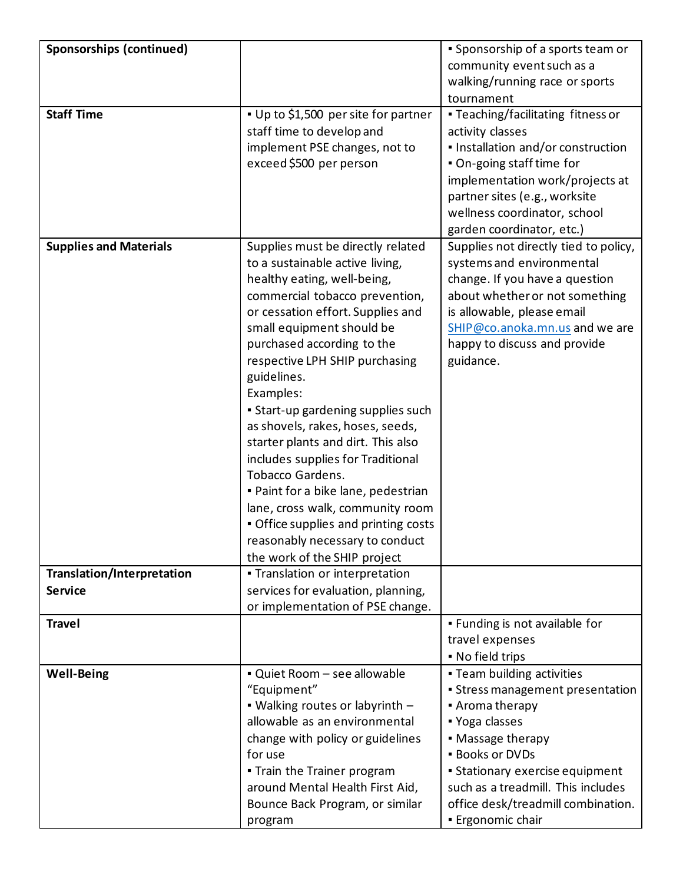| | | |
|---|---|---|
| **Sponsorships (continued)** | | ▪ Sponsorship of a sports team or community event such as a walking/running race or sports tournament |
| **Staff Time** | ▪ Up to $1,500 per site for partner staff time to develop and implement PSE changes, not to exceed $500 per person | ▪ Teaching/facilitating fitness or activity classes<br>▪ Installation and/or construction<br>▪ On-going staff time for implementation work/projects at partner sites (e.g., worksite wellness coordinator, school garden coordinator, etc.) |
| **Supplies and Materials** | Supplies must be directly related to a sustainable active living, healthy eating, well-being, commercial tobacco prevention, or cessation effort. Supplies and small equipment should be purchased according to the respective LPH SHIP purchasing guidelines.<br>Examples:<br>▪ Start-up gardening supplies such as shovels, rakes, hoses, seeds, starter plants and dirt. This also includes supplies for Traditional Tobacco Gardens.<br>▪ Paint for a bike lane, pedestrian lane, cross walk, community room<br>▪ Office supplies and printing costs reasonably necessary to conduct the work of the SHIP project | Supplies not directly tied to policy, systems and environmental change. If you have a question about whether or not something is allowable, please email SHIP@co.anoka.mn.us and we are happy to discuss and provide guidance. |
| **Translation/Interpretation Service** | ▪ Translation or interpretation services for evaluation, planning, or implementation of PSE change. | |
| **Travel** | | ▪ Funding is not available for travel expenses<br>▪ No field trips |
| **Well-Being** | ▪ Quiet Room – see allowable "Equipment"<br>▪ Walking routes or labyrinth – allowable as an environmental change with policy or guidelines for use<br>▪ Train the Trainer program around Mental Health First Aid, Bounce Back Program, or similar program | ▪ Team building activities<br>▪ Stress management presentation<br>▪ Aroma therapy<br>▪ Yoga classes<br>▪ Massage therapy<br>▪ Books or DVDs<br>▪ Stationary exercise equipment such as a treadmill. This includes office desk/treadmill combination.<br>▪ Ergonomic chair |